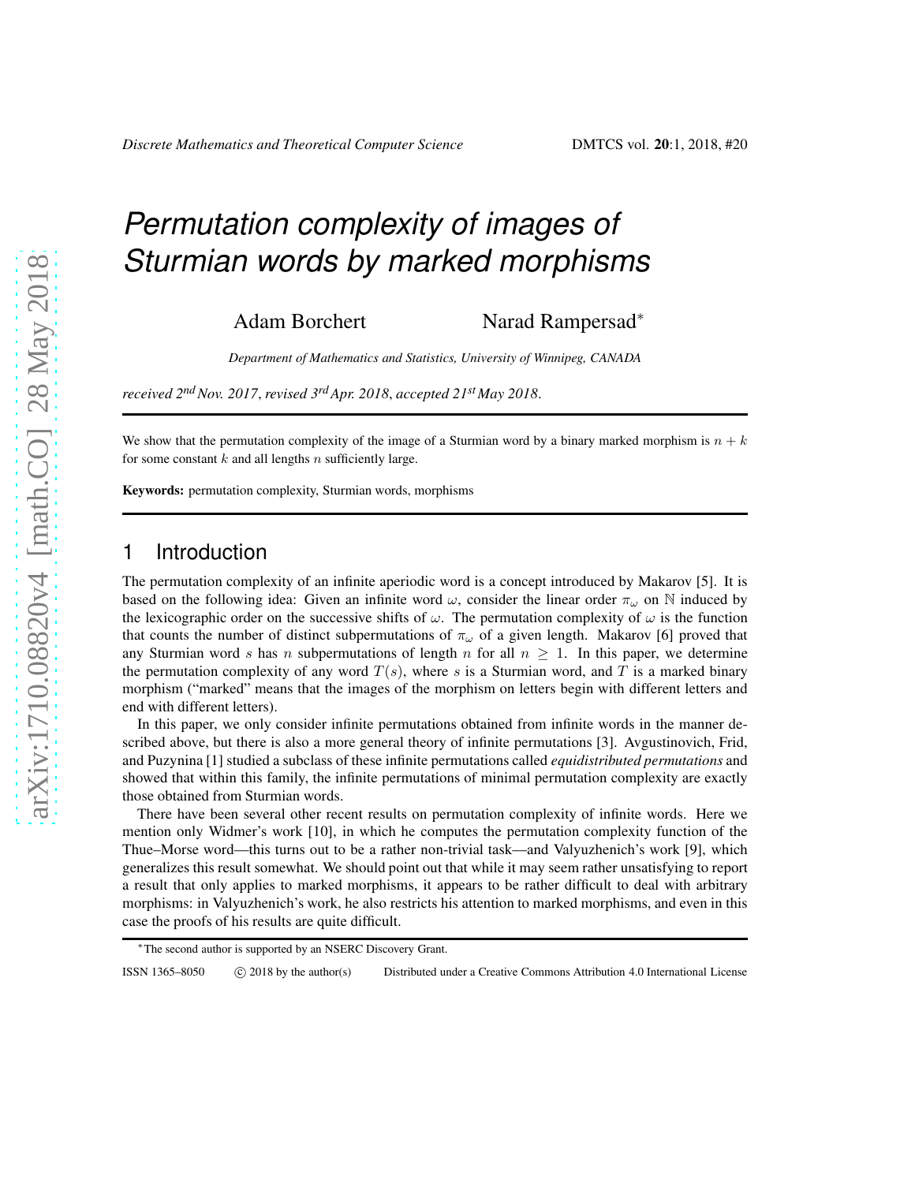# Permutation complexity of images of Sturmian words by marked morphisms

Adam Borchert    Narad Rampersad[*]

*Department of Mathematics and Statistics, University of Winnipeg, CANADA*

*received 2nd Nov. 2017, revised 3rd Apr. 2018, accepted 21st May 2018.*

---

We show that the permutation complexity of the image of a Sturmian word by a binary marked morphism is $n + k$ for some constant $k$ and all lengths $n$ sufficiently large.

**Keywords:** permutation complexity, Sturmian words, morphisms

---

## 1 Introduction

The permutation complexity of an infinite aperiodic word is a concept introduced by Makarov [5]. It is based on the following idea: Given an infinite word $\omega$, consider the linear order $\pi_\omega$ on $\mathbb{N}$ induced by the lexicographic order on the successive shifts of $\omega$. The permutation complexity of $\omega$ is the function that counts the number of distinct subpermutations of $\pi_\omega$ of a given length. Makarov [6] proved that any Sturmian word $s$ has $n$ subpermutations of length $n$ for all $n \geq 1$. In this paper, we determine the permutation complexity of any word $T(s)$, where $s$ is a Sturmian word, and $T$ is a marked binary morphism ("marked" means that the images of the morphism on letters begin with different letters and end with different letters).

In this paper, we only consider infinite permutations obtained from infinite words in the manner described above, but there is also a more general theory of infinite permutations [3]. Avgustinovich, Frid, and Puzynina [1] studied a subclass of these infinite permutations called *equidistributed permutations* and showed that within this family, the infinite permutations of minimal permutation complexity are exactly those obtained from Sturmian words.

There have been several other recent results on permutation complexity of infinite words. Here we mention only Widmer's work [10], in which he computes the permutation complexity function of the Thue–Morse word—this turns out to be a rather non-trivial task—and Valyuzhenich's work [9], which generalizes this result somewhat. We should point out that while it may seem rather unsatisfying to report a result that only applies to marked morphisms, it appears to be rather difficult to deal with arbitrary morphisms: in Valyuzhenich's work, he also restricts his attention to marked morphisms, and even in this case the proofs of his results are quite difficult.

[*]The second author is supported by an NSERC Discovery Grant.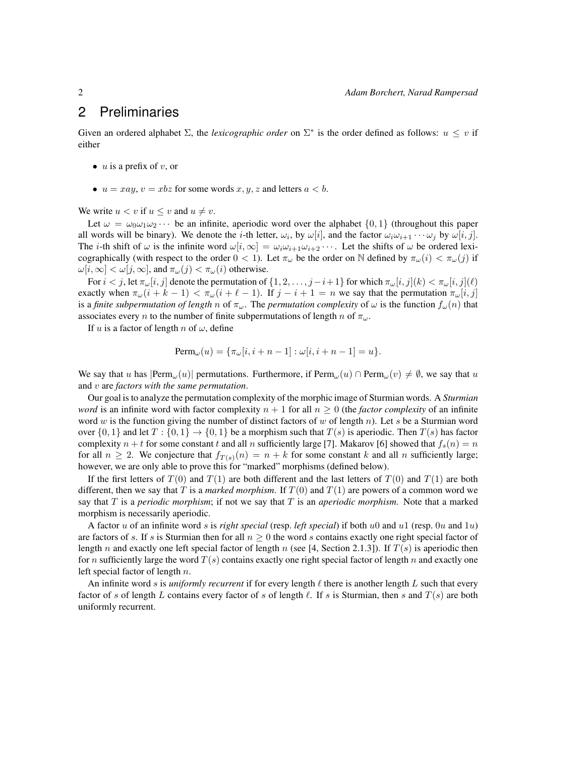## 2 Preliminaries

Given an ordered alphabet $\Sigma$, the *lexicographic order* on $\Sigma^*$ is the order defined as follows: $u \leq v$ if either

- $u$ is a prefix of $v$, or
- $u = xay$, $v = xbz$ for some words $x, y, z$ and letters $a < b$.

We write $u < v$ if $u \leq v$ and $u \neq v$.

Let $\omega = \omega_0\omega_1\omega_2\cdots$ be an infinite, aperiodic word over the alphabet $\{0,1\}$ (throughout this paper all words will be binary). We denote the $i$-th letter, $\omega_i$, by $\omega[i]$, and the factor $\omega_i\omega_{i+1}\cdots\omega_j$ by $\omega[i,j]$. The $i$-th shift of $\omega$ is the infinite word $\omega[i,\infty] = \omega_i\omega_{i+1}\omega_{i+2}\cdots$. Let the shifts of $\omega$ be ordered lexicographically (with respect to the order $0 < 1$). Let $\pi_\omega$ be the order on $\mathbb{N}$ defined by $\pi_\omega(i) < \pi_\omega(j)$ if $\omega[i,\infty] < \omega[j,\infty]$, and $\pi_\omega(j) < \pi_\omega(i)$ otherwise.

For $i < j$, let $\pi_\omega[i,j]$ denote the permutation of $\{1, 2, \ldots, j-i+1\}$ for which $\pi_\omega[i,j](k) < \pi_\omega[i,j](\ell)$ exactly when $\pi_\omega(i+k-1) < \pi_\omega(i+\ell-1)$. If $j - i + 1 = n$ we say that the permutation $\pi_\omega[i,j]$ is a *finite subpermutation of length* $n$ of $\pi_\omega$. The *permutation complexity* of $\omega$ is the function $f_\omega(n)$ that associates every $n$ to the number of finite subpermutations of length $n$ of $\pi_\omega$.

If $u$ is a factor of length $n$ of $\omega$, define

$$\text{Perm}_\omega(u) = \{\pi_\omega[i, i+n-1] : \omega[i, i+n-1] = u\}.$$

We say that $u$ has $|\text{Perm}_\omega(u)|$ permutations. Furthermore, if $\text{Perm}_\omega(u) \cap \text{Perm}_\omega(v) \neq \emptyset$, we say that $u$ and $v$ are *factors with the same permutation*.

Our goal is to analyze the permutation complexity of the morphic image of Sturmian words. A *Sturmian word* is an infinite word with factor complexity $n+1$ for all $n \geq 0$ (the *factor complexity* of an infinite word $w$ is the function giving the number of distinct factors of $w$ of length $n$). Let $s$ be a Sturmian word over $\{0,1\}$ and let $T : \{0,1\} \to \{0,1\}$ be a morphism such that $T(s)$ is aperiodic. Then $T(s)$ has factor complexity $n+t$ for some constant $t$ and all $n$ sufficiently large [7]. Makarov [6] showed that $f_s(n) = n$ for all $n \geq 2$. We conjecture that $f_{T(s)}(n) = n + k$ for some constant $k$ and all $n$ sufficiently large; however, we are only able to prove this for "marked" morphisms (defined below).

If the first letters of $T(0)$ and $T(1)$ are both different and the last letters of $T(0)$ and $T(1)$ are both different, then we say that $T$ is a *marked morphism*. If $T(0)$ and $T(1)$ are powers of a common word we say that $T$ is a *periodic morphism*; if not we say that $T$ is an *aperiodic morphism*. Note that a marked morphism is necessarily aperiodic.

A factor $u$ of an infinite word $s$ is *right special* (resp. *left special*) if both $u0$ and $u1$ (resp. $0u$ and $1u$) are factors of $s$. If $s$ is Sturmian then for all $n \geq 0$ the word $s$ contains exactly one right special factor of length $n$ and exactly one left special factor of length $n$ (see [4, Section 2.1.3]). If $T(s)$ is aperiodic then for $n$ sufficiently large the word $T(s)$ contains exactly one right special factor of length $n$ and exactly one left special factor of length $n$.

An infinite word $s$ is *uniformly recurrent* if for every length $\ell$ there is another length $L$ such that every factor of $s$ of length $L$ contains every factor of $s$ of length $\ell$. If $s$ is Sturmian, then $s$ and $T(s)$ are both uniformly recurrent.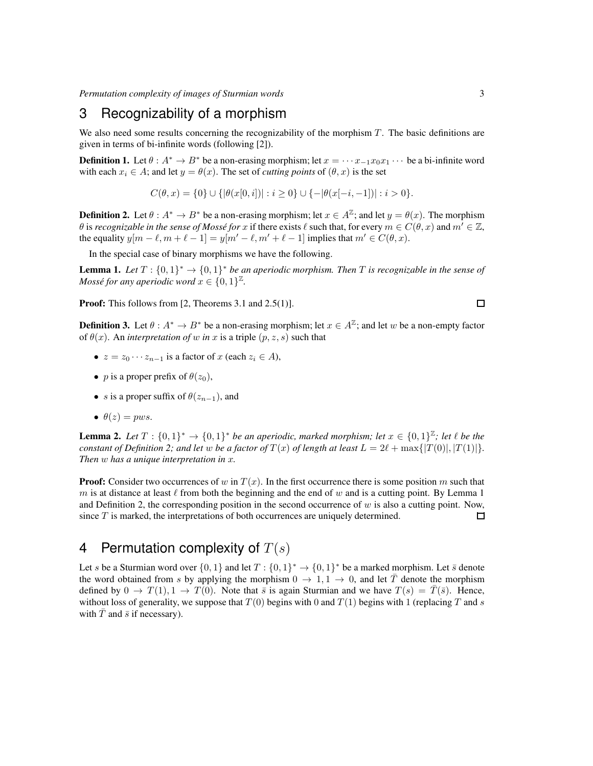## 3 Recognizability of a morphism

We also need some results concerning the recognizability of the morphism $T$. The basic definitions are given in terms of bi-infinite words (following [2]).

**Definition 1.** Let $\theta : A^* \to B^*$ be a non-erasing morphism; let $x = \cdots x_{-1}x_0x_1 \cdots$ be a bi-infinite word with each $x_i \in A$; and let $y = \theta(x)$. The set of *cutting points* of $(\theta, x)$ is the set

$$C(\theta, x) = \{0\} \cup \{|\theta(x[0, i])| : i \geq 0\} \cup \{-|\theta(x[-i, -1])| : i > 0\}.$$

**Definition 2.** Let $\theta : A^* \to B^*$ be a non-erasing morphism; let $x \in A^{\mathbb{Z}}$; and let $y = \theta(x)$. The morphism $\theta$ is *recognizable in the sense of Mossé for* $x$ if there exists $\ell$ such that, for every $m \in C(\theta, x)$ and $m' \in \mathbb{Z}$, the equality $y[m - \ell, m + \ell - 1] = y[m' - \ell, m' + \ell - 1]$ implies that $m' \in C(\theta, x)$.

In the special case of binary morphisms we have the following.

**Lemma 1.** *Let $T : \{0, 1\}^* \to \{0, 1\}^*$ be an aperiodic morphism. Then $T$ is recognizable in the sense of Mossé for any aperiodic word $x \in \{0, 1\}^{\mathbb{Z}}$.*

**Proof:** This follows from [2, Theorems 3.1 and 2.5(1)]. □

**Definition 3.** Let $\theta : A^* \to B^*$ be a non-erasing morphism; let $x \in A^{\mathbb{Z}}$; and let $w$ be a non-empty factor of $\theta(x)$. An *interpretation of* $w$ *in* $x$ is a triple $(p, z, s)$ such that

- $z = z_0 \cdots z_{n-1}$ is a factor of $x$ (each $z_i \in A$),
- $p$ is a proper prefix of $\theta(z_0)$,
- $s$ is a proper suffix of $\theta(z_{n-1})$, and
- $\theta(z) = pws$.

**Lemma 2.** *Let $T : \{0, 1\}^* \to \{0, 1\}^*$ be an aperiodic, marked morphism; let $x \in \{0, 1\}^{\mathbb{Z}}$; let $\ell$ be the constant of Definition 2; and let $w$ be a factor of $T(x)$ of length at least $L = 2\ell + \max\{|T(0)|, |T(1)|\}$. Then $w$ has a unique interpretation in $x$.*

**Proof:** Consider two occurrences of $w$ in $T(x)$. In the first occurrence there is some position $m$ such that $m$ is at distance at least $\ell$ from both the beginning and the end of $w$ and is a cutting point. By Lemma 1 and Definition 2, the corresponding position in the second occurrence of $w$ is also a cutting point. Now, since $T$ is marked, the interpretations of both occurrences are uniquely determined. □

## 4 Permutation complexity of $T(s)$

Let $s$ be a Sturmian word over $\{0, 1\}$ and let $T : \{0, 1\}^* \to \{0, 1\}^*$ be a marked morphism. Let $\bar{s}$ denote the word obtained from $s$ by applying the morphism $0 \to 1, 1 \to 0$, and let $\bar{T}$ denote the morphism defined by $0 \to T(1), 1 \to T(0)$. Note that $\bar{s}$ is again Sturmian and we have $T(s) = \bar{T}(\bar{s})$. Hence, without loss of generality, we suppose that $T(0)$ begins with 0 and $T(1)$ begins with 1 (replacing $T$ and $s$ with $\bar{T}$ and $\bar{s}$ if necessary).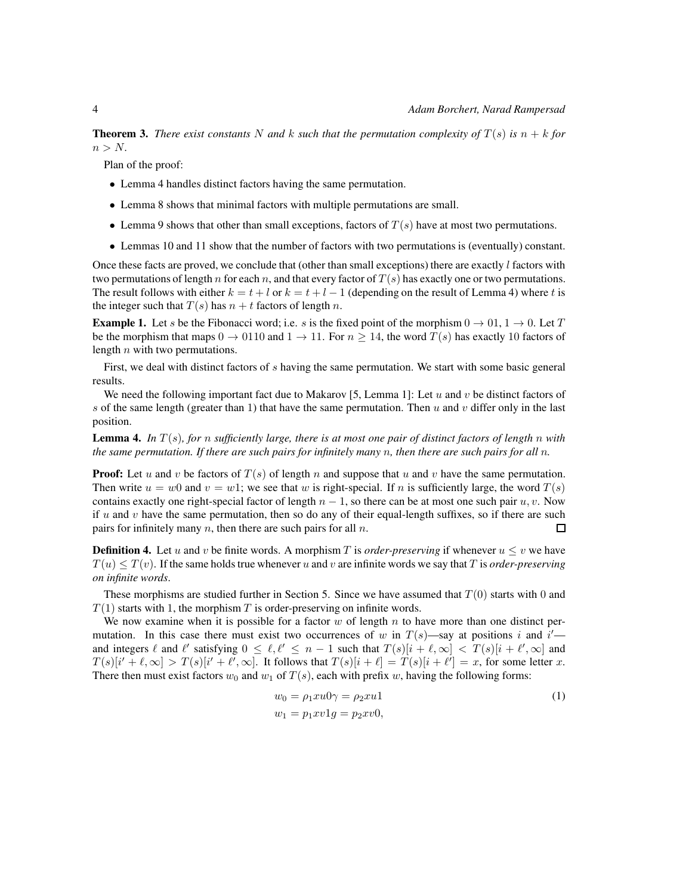**Theorem 3.** *There exist constants $N$ and $k$ such that the permutation complexity of $T(s)$ is $n + k$ for $n > N$.*

Plan of the proof:

- Lemma 4 handles distinct factors having the same permutation.
- Lemma 8 shows that minimal factors with multiple permutations are small.
- Lemma 9 shows that other than small exceptions, factors of $T(s)$ have at most two permutations.
- Lemmas 10 and 11 show that the number of factors with two permutations is (eventually) constant.

Once these facts are proved, we conclude that (other than small exceptions) there are exactly $l$ factors with two permutations of length $n$ for each $n$, and that every factor of $T(s)$ has exactly one or two permutations. The result follows with either $k = t + l$ or $k = t + l - 1$ (depending on the result of Lemma 4) where $t$ is the integer such that $T(s)$ has $n + t$ factors of length $n$.

**Example 1.** Let $s$ be the Fibonacci word; i.e. $s$ is the fixed point of the morphism $0 \to 01$, $1 \to 0$. Let $T$ be the morphism that maps $0 \to 0110$ and $1 \to 11$. For $n \geq 14$, the word $T(s)$ has exactly 10 factors of length $n$ with two permutations.

First, we deal with distinct factors of $s$ having the same permutation. We start with some basic general results.

We need the following important fact due to Makarov [5, Lemma 1]: Let $u$ and $v$ be distinct factors of $s$ of the same length (greater than 1) that have the same permutation. Then $u$ and $v$ differ only in the last position.

**Lemma 4.** *In $T(s)$, for $n$ sufficiently large, there is at most one pair of distinct factors of length $n$ with the same permutation. If there are such pairs for infinitely many $n$, then there are such pairs for all $n$.*

**Proof:** Let $u$ and $v$ be factors of $T(s)$ of length $n$ and suppose that $u$ and $v$ have the same permutation. Then write $u = w0$ and $v = w1$; we see that $w$ is right-special. If $n$ is sufficiently large, the word $T(s)$ contains exactly one right-special factor of length $n - 1$, so there can be at most one such pair $u, v$. Now if $u$ and $v$ have the same permutation, then so do any of their equal-length suffixes, so if there are such pairs for infinitely many $n$, then there are such pairs for all $n$. □

**Definition 4.** Let $u$ and $v$ be finite words. A morphism $T$ is *order-preserving* if whenever $u \leq v$ we have $T(u) \leq T(v)$. If the same holds true whenever $u$ and $v$ are infinite words we say that $T$ is *order-preserving on infinite words*.

These morphisms are studied further in Section 5. Since we have assumed that $T(0)$ starts with 0 and $T(1)$ starts with 1, the morphism $T$ is order-preserving on infinite words.

We now examine when it is possible for a factor $w$ of length $n$ to have more than one distinct permutation. In this case there must exist two occurrences of $w$ in $T(s)$—say at positions $i$ and $i'$—and integers $\ell$ and $\ell'$ satisfying $0 \leq \ell, \ell' \leq n - 1$ such that $T(s)[i + \ell, \infty] < T(s)[i + \ell', \infty]$ and $T(s)[i' + \ell, \infty] > T(s)[i' + \ell', \infty]$. It follows that $T(s)[i + \ell] = T(s)[i + \ell'] = x$, for some letter $x$. There then must exist factors $w_0$ and $w_1$ of $T(s)$, each with prefix $w$, having the following forms:

$$
\begin{aligned}
w_0 &= \rho_1 x u 0 \gamma = \rho_2 x u 1 \qquad (1)\\
w_1 &= p_1 x v 1 g = p_2 x v 0,
\end{aligned}
$$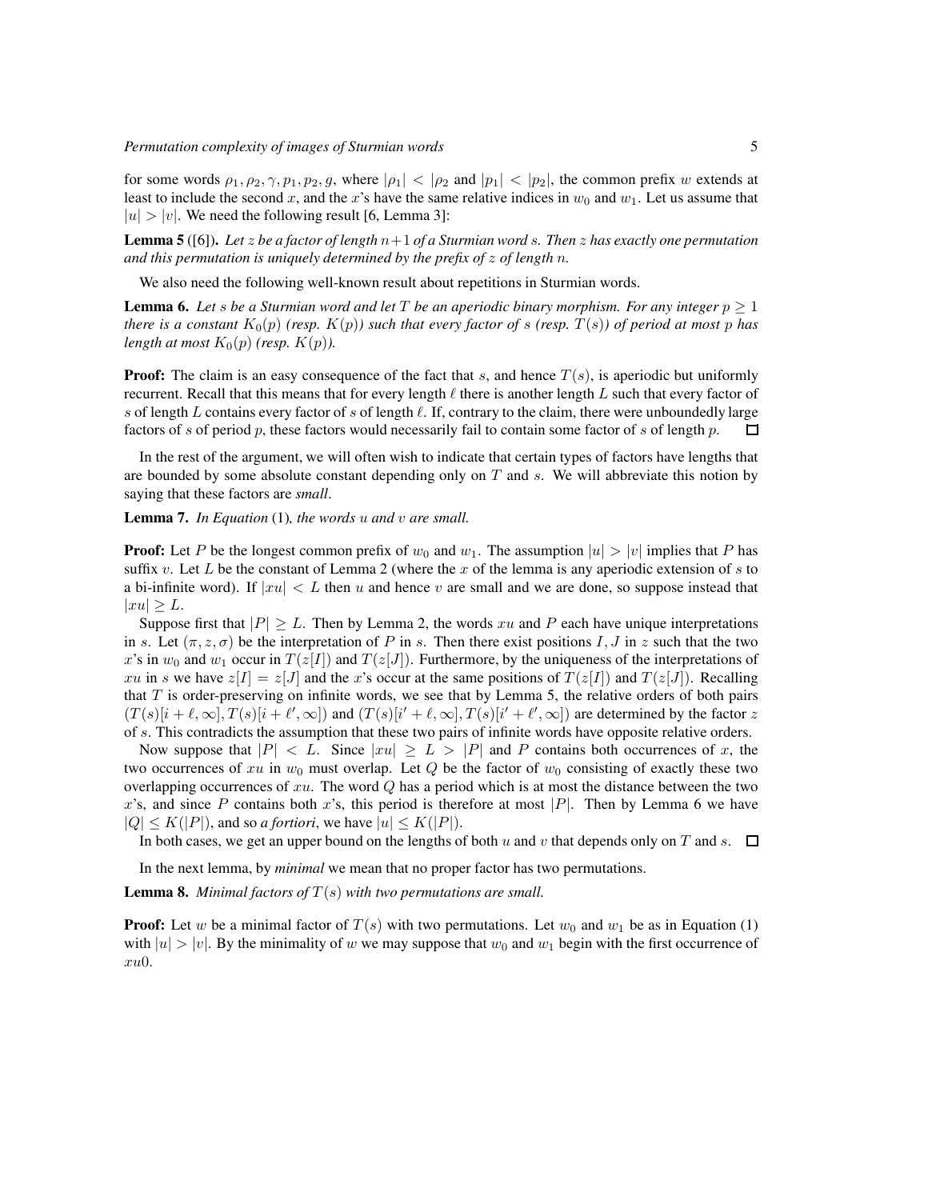for some words $\rho_1, \rho_2, \gamma, p_1, p_2, g$, where $|\rho_1| < |\rho_2$ and $|p_1| < |p_2|$, the common prefix $w$ extends at least to include the second $x$, and the $x$'s have the same relative indices in $w_0$ and $w_1$. Let us assume that $|u| > |v|$. We need the following result [6, Lemma 3]:

**Lemma 5** ([6]). *Let $z$ be a factor of length $n+1$ of a Sturmian word $s$. Then $z$ has exactly one permutation and this permutation is uniquely determined by the prefix of $z$ of length $n$.*

We also need the following well-known result about repetitions in Sturmian words.

**Lemma 6.** *Let $s$ be a Sturmian word and let $T$ be an aperiodic binary morphism. For any integer $p \geq 1$ there is a constant $K_0(p)$ (resp. $K(p)$) such that every factor of $s$ (resp. $T(s)$) of period at most $p$ has length at most $K_0(p)$ (resp. $K(p)$).*

**Proof:** The claim is an easy consequence of the fact that $s$, and hence $T(s)$, is aperiodic but uniformly recurrent. Recall that this means that for every length $\ell$ there is another length $L$ such that every factor of $s$ of length $L$ contains every factor of $s$ of length $\ell$. If, contrary to the claim, there were unboundedly large factors of $s$ of period $p$, these factors would necessarily fail to contain some factor of $s$ of length $p$. □

In the rest of the argument, we will often wish to indicate that certain types of factors have lengths that are bounded by some absolute constant depending only on $T$ and $s$. We will abbreviate this notion by saying that these factors are *small*.

**Lemma 7.** *In Equation* (1)*, the words $u$ and $v$ are small.*

**Proof:** Let $P$ be the longest common prefix of $w_0$ and $w_1$. The assumption $|u| > |v|$ implies that $P$ has suffix $v$. Let $L$ be the constant of Lemma 2 (where the $x$ of the lemma is any aperiodic extension of $s$ to a bi-infinite word). If $|xu| < L$ then $u$ and hence $v$ are small and we are done, so suppose instead that $|xu| \geq L$.

Suppose first that $|P| \geq L$. Then by Lemma 2, the words $xu$ and $P$ each have unique interpretations in $s$. Let $(\pi, z, \sigma)$ be the interpretation of $P$ in $s$. Then there exist positions $I, J$ in $z$ such that the two $x$'s in $w_0$ and $w_1$ occur in $T(z[I])$ and $T(z[J])$. Furthermore, by the uniqueness of the interpretations of $xu$ in $s$ we have $z[I] = z[J]$ and the $x$'s occur at the same positions of $T(z[I])$ and $T(z[J])$. Recalling that $T$ is order-preserving on infinite words, we see that by Lemma 5, the relative orders of both pairs $(T(s)[i+\ell, \infty], T(s)[i+\ell', \infty])$ and $(T(s)[i'+\ell, \infty], T(s)[i'+\ell', \infty])$ are determined by the factor $z$ of $s$. This contradicts the assumption that these two pairs of infinite words have opposite relative orders.

Now suppose that $|P| < L$. Since $|xu| \geq L > |P|$ and $P$ contains both occurrences of $x$, the two occurrences of $xu$ in $w_0$ must overlap. Let $Q$ be the factor of $w_0$ consisting of exactly these two overlapping occurrences of $xu$. The word $Q$ has a period which is at most the distance between the two $x$'s, and since $P$ contains both $x$'s, this period is therefore at most $|P|$. Then by Lemma 6 we have $|Q| \leq K(|P|)$, and so *a fortiori*, we have $|u| \leq K(|P|)$.

In both cases, we get an upper bound on the lengths of both $u$ and $v$ that depends only on $T$ and $s$. □

In the next lemma, by *minimal* we mean that no proper factor has two permutations.

**Lemma 8.** *Minimal factors of $T(s)$ with two permutations are small.*

**Proof:** Let $w$ be a minimal factor of $T(s)$ with two permutations. Let $w_0$ and $w_1$ be as in Equation (1) with $|u| > |v|$. By the minimality of $w$ we may suppose that $w_0$ and $w_1$ begin with the first occurrence of $xu0$.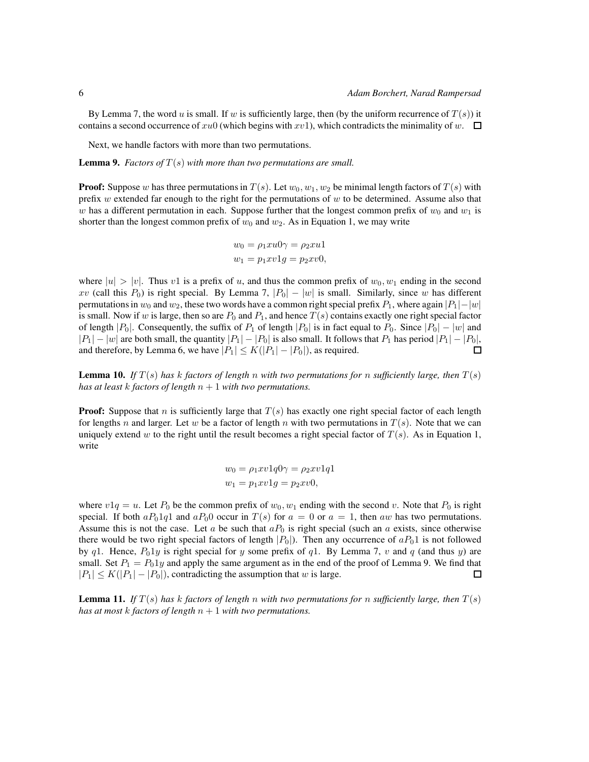By Lemma 7, the word $u$ is small. If $w$ is sufficiently large, then (by the uniform recurrence of $T(s)$) it contains a second occurrence of $xu0$ (which begins with $xv1$), which contradicts the minimality of $w$. $\square$

Next, we handle factors with more than two permutations.

**Lemma 9.** *Factors of $T(s)$ with more than two permutations are small.*

**Proof:** Suppose $w$ has three permutations in $T(s)$. Let $w_0, w_1, w_2$ be minimal length factors of $T(s)$ with prefix $w$ extended far enough to the right for the permutations of $w$ to be determined. Assume also that $w$ has a different permutation in each. Suppose further that the longest common prefix of $w_0$ and $w_1$ is shorter than the longest common prefix of $w_0$ and $w_2$. As in Equation 1, we may write

$$
\begin{aligned}
w_0 &= \rho_1 x u 0 \gamma = \rho_2 x u 1 \\
w_1 &= p_1 x v 1 g = p_2 x v 0,
\end{aligned}
$$

where $|u| > |v|$. Thus $v1$ is a prefix of $u$, and thus the common prefix of $w_0, w_1$ ending in the second $xv$ (call this $P_0$) is right special. By Lemma 7, $|P_0| - |w|$ is small. Similarly, since $w$ has different permutations in $w_0$ and $w_2$, these two words have a common right special prefix $P_1$, where again $|P_1| - |w|$ is small. Now if $w$ is large, then so are $P_0$ and $P_1$, and hence $T(s)$ contains exactly one right special factor of length $|P_0|$. Consequently, the suffix of $P_1$ of length $|P_0|$ is in fact equal to $P_0$. Since $|P_0| - |w|$ and $|P_1| - |w|$ are both small, the quantity $|P_1| - |P_0|$ is also small. It follows that $P_1$ has period $|P_1| - |P_0|$, and therefore, by Lemma 6, we have $|P_1| \leq K(|P_1| - |P_0|)$, as required. $\square$

**Lemma 10.** *If $T(s)$ has $k$ factors of length $n$ with two permutations for $n$ sufficiently large, then $T(s)$ has at least $k$ factors of length $n+1$ with two permutations.*

**Proof:** Suppose that $n$ is sufficiently large that $T(s)$ has exactly one right special factor of each length for lengths $n$ and larger. Let $w$ be a factor of length $n$ with two permutations in $T(s)$. Note that we can uniquely extend $w$ to the right until the result becomes a right special factor of $T(s)$. As in Equation 1, write

$$
\begin{aligned}
w_0 &= \rho_1 x v 1 q 0 \gamma = \rho_2 x v 1 q 1 \\
w_1 &= p_1 x v 1 g = p_2 x v 0,
\end{aligned}
$$

where $v1q = u$. Let $P_0$ be the common prefix of $w_0, w_1$ ending with the second $v$. Note that $P_0$ is right special. If both $aP_0 1q1$ and $aP_0 0$ occur in $T(s)$ for $a = 0$ or $a = 1$, then $aw$ has two permutations. Assume this is not the case. Let $a$ be such that $aP_0$ is right special (such an $a$ exists, since otherwise there would be two right special factors of length $|P_0|$). Then any occurrence of $aP_0 1$ is not followed by $q1$. Hence, $P_0 1y$ is right special for $y$ some prefix of $q1$. By Lemma 7, $v$ and $q$ (and thus $y$) are small. Set $P_1 = P_0 1y$ and apply the same argument as in the end of the proof of Lemma 9. We find that $|P_1| \leq K(|P_1| - |P_0|)$, contradicting the assumption that $w$ is large. $\square$

**Lemma 11.** *If $T(s)$ has $k$ factors of length $n$ with two permutations for $n$ sufficiently large, then $T(s)$ has at most $k$ factors of length $n+1$ with two permutations.*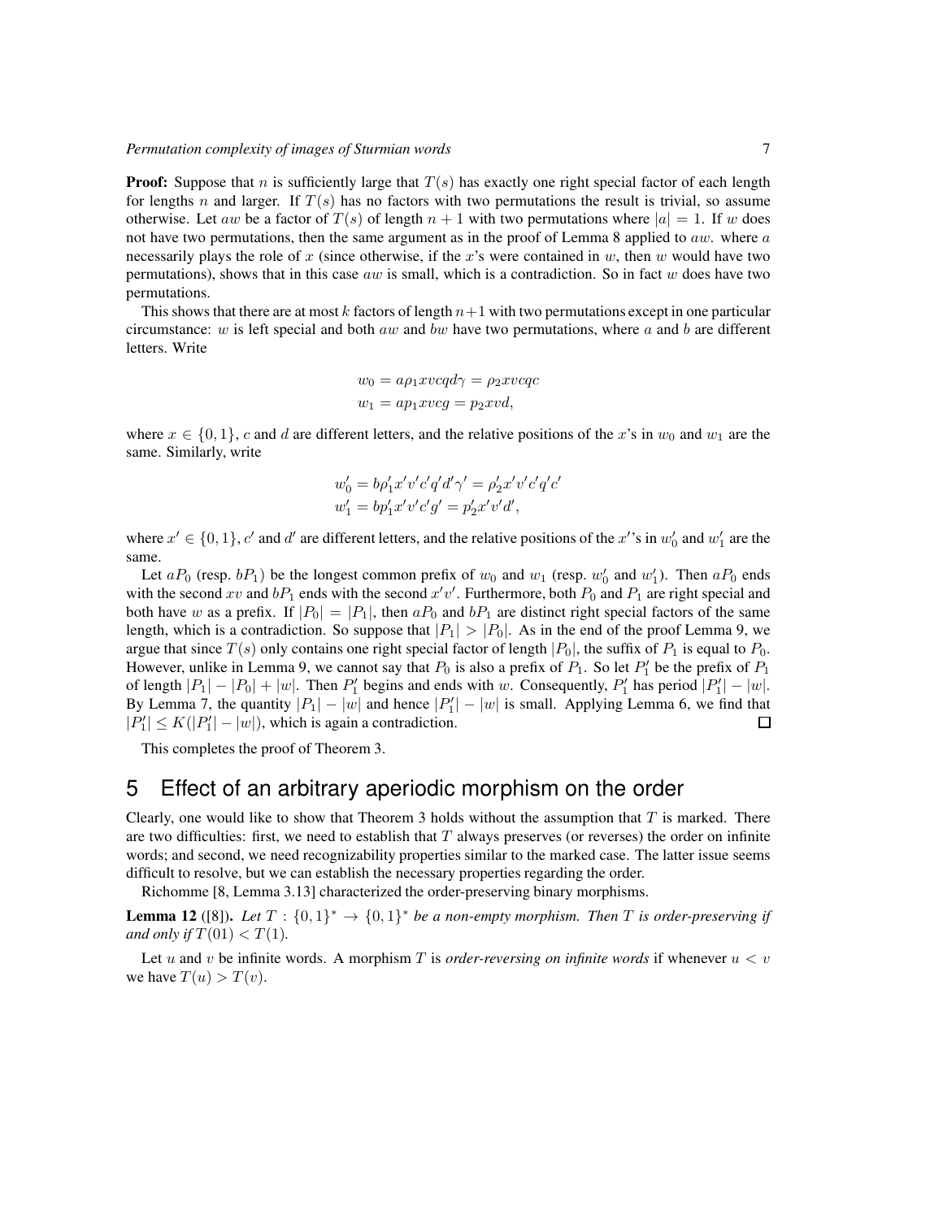**Proof:** Suppose that $n$ is sufficiently large that $T(s)$ has exactly one right special factor of each length for lengths $n$ and larger. If $T(s)$ has no factors with two permutations the result is trivial, so assume otherwise. Let $aw$ be a factor of $T(s)$ of length $n+1$ with two permutations where $|a| = 1$. If $w$ does not have two permutations, then the same argument as in the proof of Lemma 8 applied to $aw$. where $a$ necessarily plays the role of $x$ (since otherwise, if the $x$'s were contained in $w$, then $w$ would have two permutations), shows that in this case $aw$ is small, which is a contradiction. So in fact $w$ does have two permutations.

This shows that there are at most $k$ factors of length $n+1$ with two permutations except in one particular circumstance: $w$ is left special and both $aw$ and $bw$ have two permutations, where $a$ and $b$ are different letters. Write

$$w_0 = a\rho_1 xvcqd\gamma = \rho_2 xvcqc$$
$$w_1 = ap_1 xvcg = p_2 xvd,$$

where $x \in \{0, 1\}$, $c$ and $d$ are different letters, and the relative positions of the $x$'s in $w_0$ and $w_1$ are the same. Similarly, write

$$w_0' = b\rho_1' x'v'c'q'd'\gamma' = \rho_2' x'v'c'q'c'$$
$$w_1' = bp_1' x'v'c'g' = p_2' x'v'd',$$

where $x' \in \{0, 1\}$, $c'$ and $d'$ are different letters, and the relative positions of the $x'$'s in $w_0'$ and $w_1'$ are the same.

Let $aP_0$ (resp. $bP_1$) be the longest common prefix of $w_0$ and $w_1$ (resp. $w_0'$ and $w_1'$). Then $aP_0$ ends with the second $xv$ and $bP_1$ ends with the second $x'v'$. Furthermore, both $P_0$ and $P_1$ are right special and both have $w$ as a prefix. If $|P_0| = |P_1|$, then $aP_0$ and $bP_1$ are distinct right special factors of the same length, which is a contradiction. So suppose that $|P_1| > |P_0|$. As in the end of the proof Lemma 9, we argue that since $T(s)$ only contains one right special factor of length $|P_0|$, the suffix of $P_1$ is equal to $P_0$. However, unlike in Lemma 9, we cannot say that $P_0$ is also a prefix of $P_1$. So let $P_1'$ be the prefix of $P_1$ of length $|P_1| - |P_0| + |w|$. Then $P_1'$ begins and ends with $w$. Consequently, $P_1'$ has period $|P_1'| - |w|$. By Lemma 7, the quantity $|P_1| - |w|$ and hence $|P_1'| - |w|$ is small. Applying Lemma 6, we find that $|P_1'| \le K(|P_1'| - |w|)$, which is again a contradiction. $\square$

This completes the proof of Theorem 3.

## 5 Effect of an arbitrary aperiodic morphism on the order

Clearly, one would like to show that Theorem 3 holds without the assumption that $T$ is marked. There are two difficulties: first, we need to establish that $T$ always preserves (or reverses) the order on infinite words; and second, we need recognizability properties similar to the marked case. The latter issue seems difficult to resolve, but we can establish the necessary properties regarding the order.

Richomme [8, Lemma 3.13] characterized the order-preserving binary morphisms.

**Lemma 12** ([8]). *Let $T : \{0, 1\}^* \to \{0, 1\}^*$ be a non-empty morphism. Then $T$ is order-preserving if and only if $T(01) < T(1)$.*

Let $u$ and $v$ be infinite words. A morphism $T$ is *order-reversing on infinite words* if whenever $u < v$ we have $T(u) > T(v)$.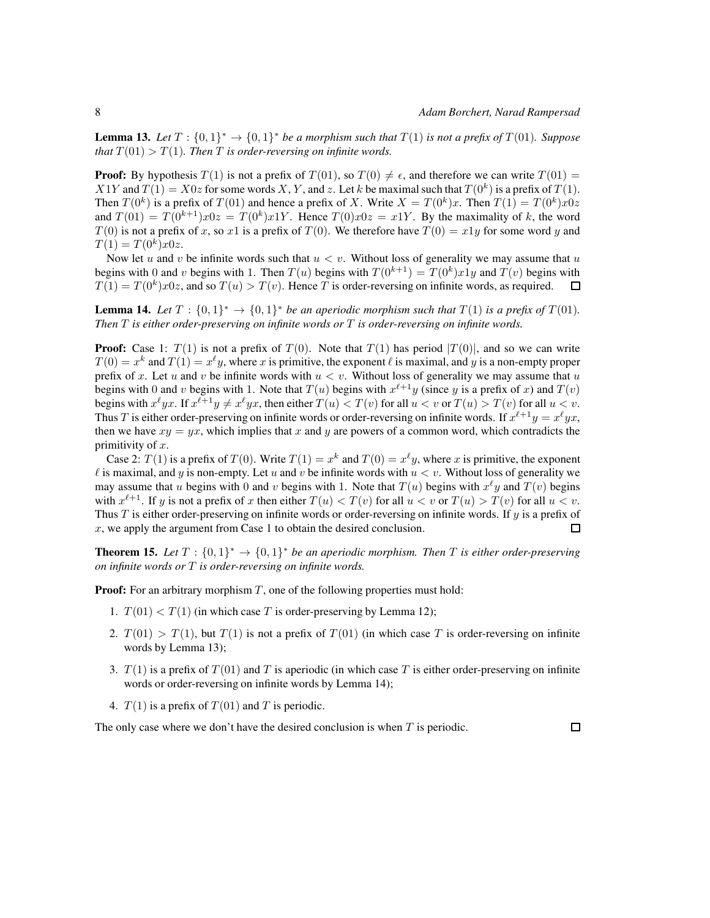**Lemma 13.** *Let $T : \{0,1\}^* \to \{0,1\}^*$ be a morphism such that $T(1)$ is not a prefix of $T(01)$. Suppose that $T(01) > T(1)$. Then $T$ is order-reversing on infinite words.*

**Proof:** By hypothesis $T(1)$ is not a prefix of $T(01)$, so $T(0) \neq \epsilon$, and therefore we can write $T(01) = X1Y$ and $T(1) = X0z$ for some words $X$, $Y$, and $z$. Let $k$ be maximal such that $T(0^k)$ is a prefix of $T(1)$. Then $T(0^k)$ is a prefix of $T(01)$ and hence a prefix of $X$. Write $X = T(0^k)x$. Then $T(1) = T(0^k)x0z$ and $T(01) = T(0^{k+1})x0z = T(0^k)x1Y$. Hence $T(0)x0z = x1Y$. By the maximality of $k$, the word $T(0)$ is not a prefix of $x$, so $x1$ is a prefix of $T(0)$. We therefore have $T(0) = x1y$ for some word $y$ and $T(1) = T(0^k)x0z$.

Now let $u$ and $v$ be infinite words such that $u < v$. Without loss of generality we may assume that $u$ begins with 0 and $v$ begins with 1. Then $T(u)$ begins with $T(0^{k+1}) = T(0^k)x1y$ and $T(v)$ begins with $T(1) = T(0^k)x0z$, and so $T(u) > T(v)$. Hence $T$ is order-reversing on infinite words, as required. ☐

**Lemma 14.** *Let $T : \{0,1\}^* \to \{0,1\}^*$ be an aperiodic morphism such that $T(1)$ is a prefix of $T(01)$. Then $T$ is either order-preserving on infinite words or $T$ is order-reversing on infinite words.*

**Proof:** Case 1: $T(1)$ is not a prefix of $T(0)$. Note that $T(1)$ has period $|T(0)|$, and so we can write $T(0) = x^k$ and $T(1) = x^\ell y$, where $x$ is primitive, the exponent $\ell$ is maximal, and $y$ is a non-empty proper prefix of $x$. Let $u$ and $v$ be infinite words with $u < v$. Without loss of generality we may assume that $u$ begins with 0 and $v$ begins with 1. Note that $T(u)$ begins with $x^{\ell+1}y$ (since $y$ is a prefix of $x$) and $T(v)$ begins with $x^\ell yx$. If $x^{\ell+1}y \neq x^\ell yx$, then either $T(u) < T(v)$ for all $u < v$ or $T(u) > T(v)$ for all $u < v$. Thus $T$ is either order-preserving on infinite words or order-reversing on infinite words. If $x^{\ell+1}y = x^\ell yx$, then we have $xy = yx$, which implies that $x$ and $y$ are powers of a common word, which contradicts the primitivity of $x$.

Case 2: $T(1)$ is a prefix of $T(0)$. Write $T(1) = x^k$ and $T(0) = x^\ell y$, where $x$ is primitive, the exponent $\ell$ is maximal, and $y$ is non-empty. Let $u$ and $v$ be infinite words with $u < v$. Without loss of generality we may assume that $u$ begins with 0 and $v$ begins with 1. Note that $T(u)$ begins with $x^\ell y$ and $T(v)$ begins with $x^{\ell+1}$. If $y$ is not a prefix of $x$ then either $T(u) < T(v)$ for all $u < v$ or $T(u) > T(v)$ for all $u < v$. Thus $T$ is either order-preserving on infinite words or order-reversing on infinite words. If $y$ is a prefix of $x$, we apply the argument from Case 1 to obtain the desired conclusion. ☐

**Theorem 15.** *Let $T : \{0,1\}^* \to \{0,1\}^*$ be an aperiodic morphism. Then $T$ is either order-preserving on infinite words or $T$ is order-reversing on infinite words.*

**Proof:** For an arbitrary morphism $T$, one of the following properties must hold:

1. $T(01) < T(1)$ (in which case $T$ is order-preserving by Lemma 12);
2. $T(01) > T(1)$, but $T(1)$ is not a prefix of $T(01)$ (in which case $T$ is order-reversing on infinite words by Lemma 13);
3. $T(1)$ is a prefix of $T(01)$ and $T$ is aperiodic (in which case $T$ is either order-preserving on infinite words or order-reversing on infinite words by Lemma 14);
4. $T(1)$ is a prefix of $T(01)$ and $T$ is periodic.

The only case where we don't have the desired conclusion is when $T$ is periodic. ☐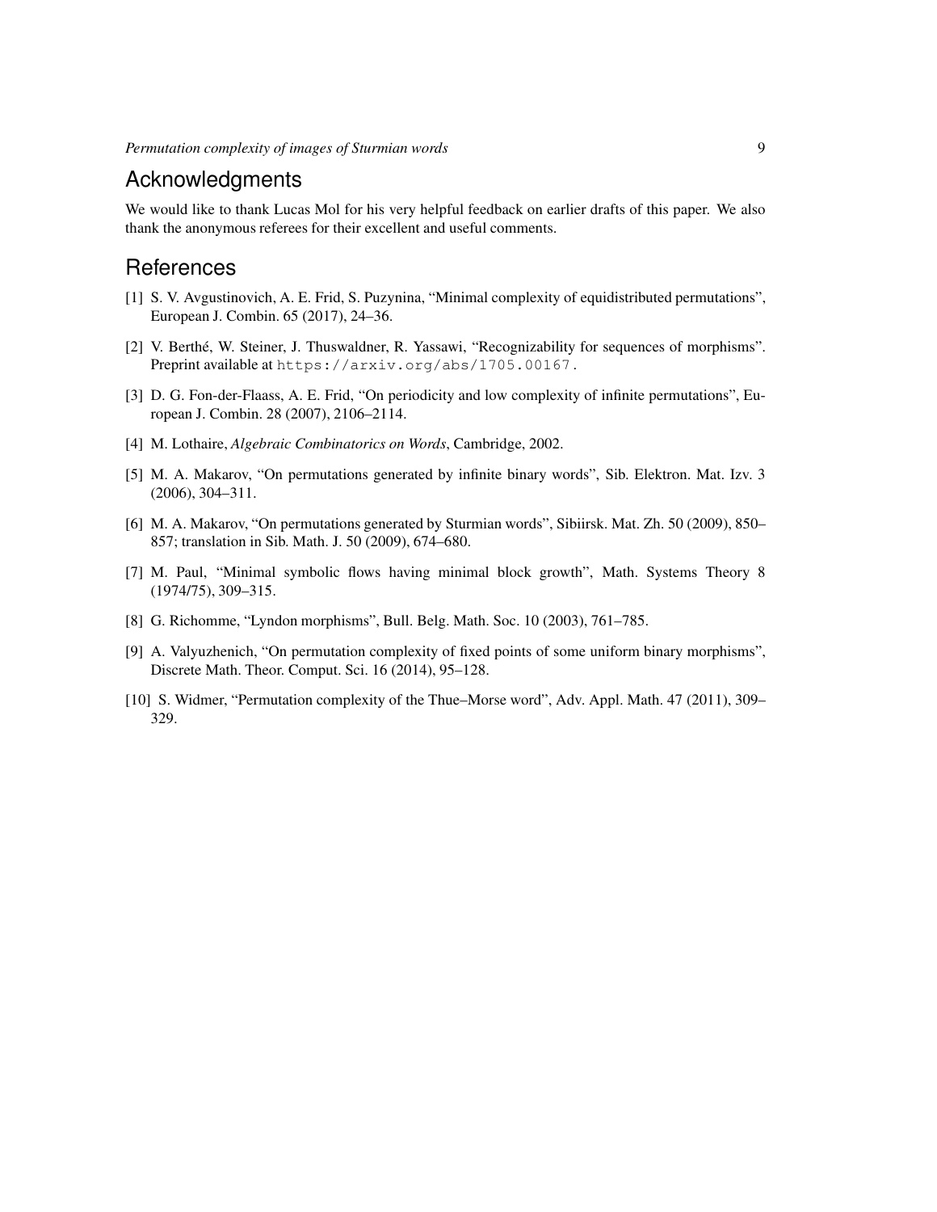## Acknowledgments

We would like to thank Lucas Mol for his very helpful feedback on earlier drafts of this paper. We also thank the anonymous referees for their excellent and useful comments.

## References

[1] S. V. Avgustinovich, A. E. Frid, S. Puzynina, "Minimal complexity of equidistributed permutations", European J. Combin. 65 (2017), 24–36.

[2] V. Berthé, W. Steiner, J. Thuswaldner, R. Yassawi, "Recognizability for sequences of morphisms". Preprint available at `https://arxiv.org/abs/1705.00167`.

[3] D. G. Fon-der-Flaass, A. E. Frid, "On periodicity and low complexity of infinite permutations", European J. Combin. 28 (2007), 2106–2114.

[4] M. Lothaire, *Algebraic Combinatorics on Words*, Cambridge, 2002.

[5] M. A. Makarov, "On permutations generated by infinite binary words", Sib. Elektron. Mat. Izv. 3 (2006), 304–311.

[6] M. A. Makarov, "On permutations generated by Sturmian words", Sibiirsk. Mat. Zh. 50 (2009), 850–857; translation in Sib. Math. J. 50 (2009), 674–680.

[7] M. Paul, "Minimal symbolic flows having minimal block growth", Math. Systems Theory 8 (1974/75), 309–315.

[8] G. Richomme, "Lyndon morphisms", Bull. Belg. Math. Soc. 10 (2003), 761–785.

[9] A. Valyuzhenich, "On permutation complexity of fixed points of some uniform binary morphisms", Discrete Math. Theor. Comput. Sci. 16 (2014), 95–128.

[10] S. Widmer, "Permutation complexity of the Thue–Morse word", Adv. Appl. Math. 47 (2011), 309–329.